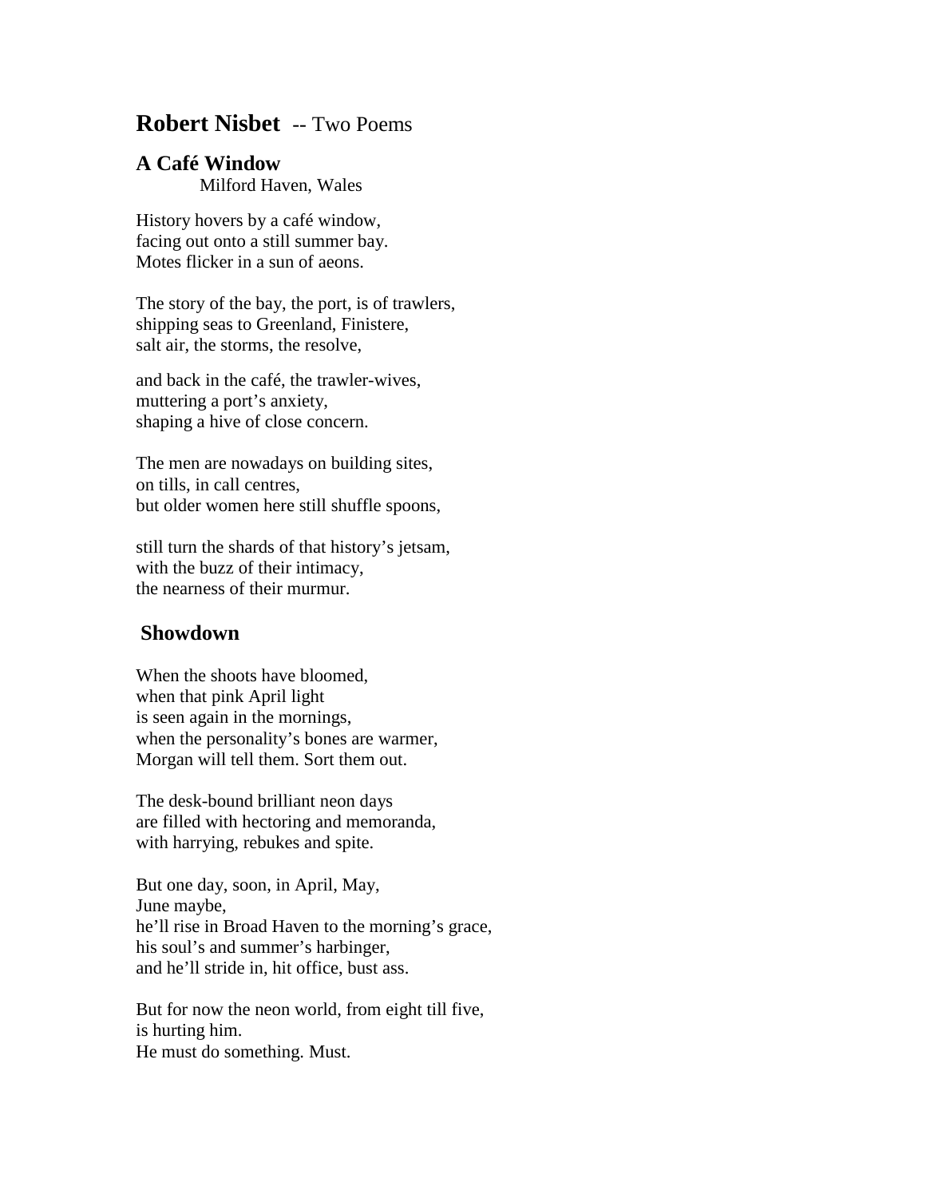# **Robert Nisbet** -- Two Poems

## A Café Window

Milford Haven, Wales

History hovers by a café window,  
facing out onto a still summer bay.  
Motes flicker in a sun of aeons.

The story of the bay, the port, is of trawlers,  
shipping seas to Greenland, Finistere,  
salt air, the storms, the resolve,

and back in the café, the trawler-wives,  
muttering a port's anxiety,  
shaping a hive of close concern.

The men are nowadays on building sites,  
on tills, in call centres,  
but older women here still shuffle spoons,

still turn the shards of that history's jetsam,  
with the buzz of their intimacy,  
the nearness of their murmur.

## Showdown

When the shoots have bloomed,  
when that pink April light  
is seen again in the mornings,  
when the personality's bones are warmer,  
Morgan will tell them. Sort them out.

The desk-bound brilliant neon days  
are filled with hectoring and memoranda,  
with harrying, rebukes and spite.

But one day, soon, in April, May,  
June maybe,  
he'll rise in Broad Haven to the morning's grace,  
his soul's and summer's harbinger,  
and he'll stride in, hit office, bust ass.

But for now the neon world, from eight till five,  
is hurting him.  
He must do something. Must.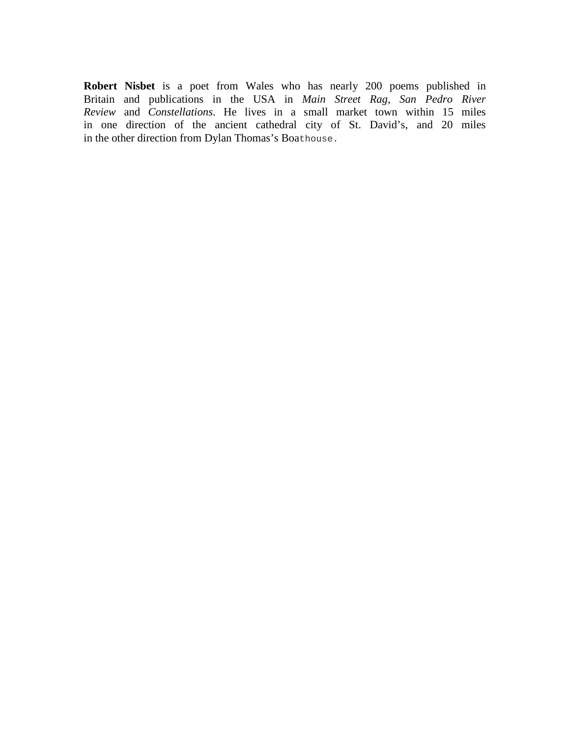**Robert Nisbet** is a poet from Wales who has nearly 200 poems published in Britain and publications in the USA in *Main Street Rag*, *San Pedro River Review* and *Constellations*. He lives in a small market town within 15 miles in one direction of the ancient cathedral city of St. David's, and 20 miles in the other direction from Dylan Thomas's Boathouse.